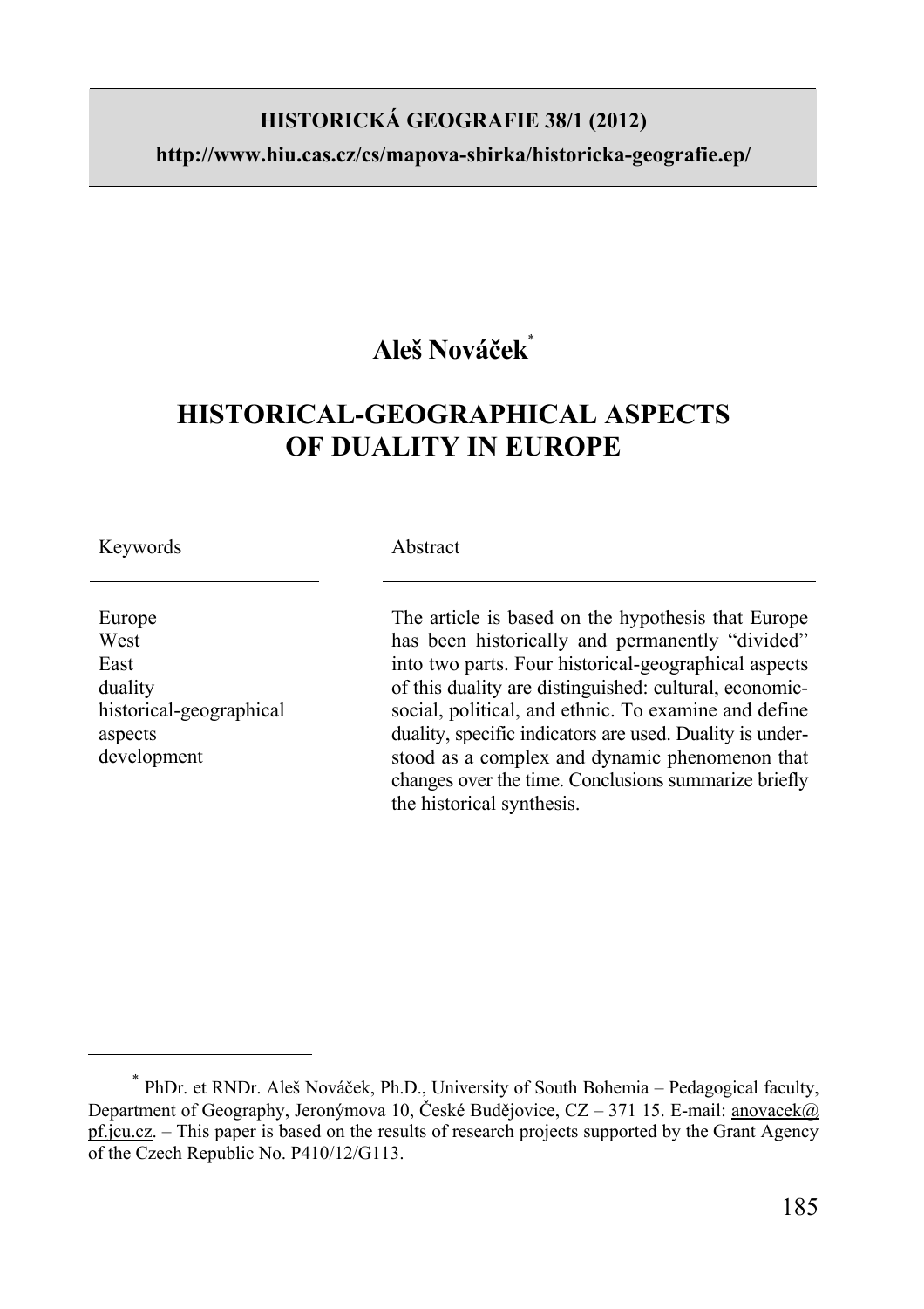**HISTORICKÁ GEOGRAFIE 38/1 (2012)**

**http://www.hiu.cas.cz/cs/mapova-sbirka/historicka-geografie.ep/**

**Aleš Nováček**[*]

# HISTORICAL-GEOGRAPHICAL ASPECTS OF DUALITY IN EUROPE

Keywords

Europe
West
East
duality
historical-geographical
aspects
development

Abstract

The article is based on the hypothesis that Europe has been historically and permanently "divided" into two parts. Four historical-geographical aspects of this duality are distinguished: cultural, economic-social, political, and ethnic. To examine and define duality, specific indicators are used. Duality is understood as a complex and dynamic phenomenon that changes over the time. Conclusions summarize briefly the historical synthesis.

---

[*] PhDr. et RNDr. Aleš Nováček, Ph.D., University of South Bohemia – Pedagogical faculty, Department of Geography, Jeronýmova 10, České Budějovice, CZ – 371 15. E-mail: anovacek@pf.jcu.cz. – This paper is based on the results of research projects supported by the Grant Agency of the Czech Republic No. P410/12/G113.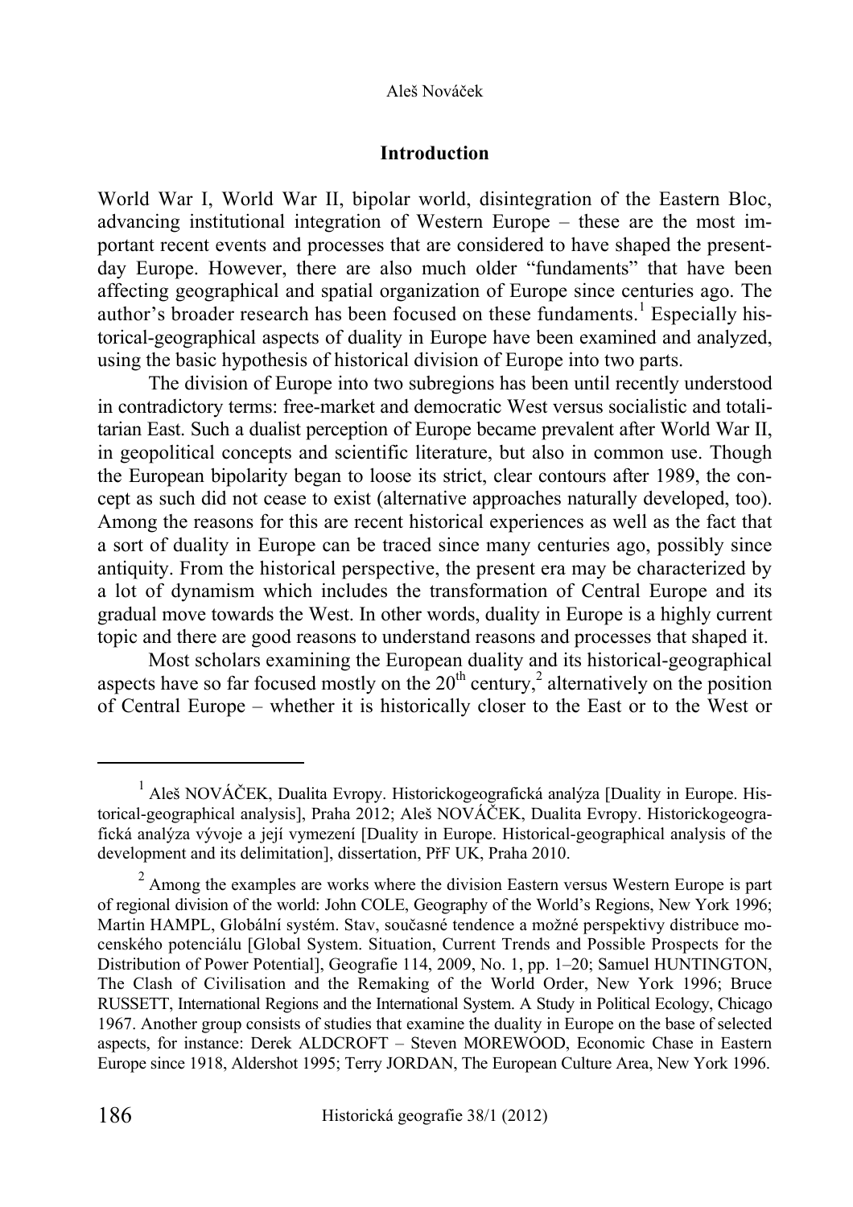## Introduction

World War I, World War II, bipolar world, disintegration of the Eastern Bloc, advancing institutional integration of Western Europe – these are the most important recent events and processes that are considered to have shaped the present-day Europe. However, there are also much older "fundaments" that have been affecting geographical and spatial organization of Europe since centuries ago. The author's broader research has been focused on these fundaments.[1] Especially historical-geographical aspects of duality in Europe have been examined and analyzed, using the basic hypothesis of historical division of Europe into two parts.

The division of Europe into two subregions has been until recently understood in contradictory terms: free-market and democratic West versus socialistic and totalitarian East. Such a dualist perception of Europe became prevalent after World War II, in geopolitical concepts and scientific literature, but also in common use. Though the European bipolarity began to loose its strict, clear contours after 1989, the concept as such did not cease to exist (alternative approaches naturally developed, too). Among the reasons for this are recent historical experiences as well as the fact that a sort of duality in Europe can be traced since many centuries ago, possibly since antiquity. From the historical perspective, the present era may be characterized by a lot of dynamism which includes the transformation of Central Europe and its gradual move towards the West. In other words, duality in Europe is a highly current topic and there are good reasons to understand reasons and processes that shaped it.

Most scholars examining the European duality and its historical-geographical aspects have so far focused mostly on the 20th century,[2] alternatively on the position of Central Europe – whether it is historically closer to the East or to the West or

---

[1] Aleš NOVÁČEK, Dualita Evropy. Historickogeografická analýza [Duality in Europe. Historical-geographical analysis], Praha 2012; Aleš NOVÁČEK, Dualita Evropy. Historickogeografická analýza vývoje a její vymezení [Duality in Europe. Historical-geographical analysis of the development and its delimitation], dissertation, PřF UK, Praha 2010.

[2] Among the examples are works where the division Eastern versus Western Europe is part of regional division of the world: John COLE, Geography of the World's Regions, New York 1996; Martin HAMPL, Globální systém. Stav, současné tendence a možné perspektivy distribuce mocenského potenciálu [Global System. Situation, Current Trends and Possible Prospects for the Distribution of Power Potential], Geografie 114, 2009, No. 1, pp. 1–20; Samuel HUNTINGTON, The Clash of Civilisation and the Remaking of the World Order, New York 1996; Bruce RUSSETT, International Regions and the International System. A Study in Political Ecology, Chicago 1967. Another group consists of studies that examine the duality in Europe on the base of selected aspects, for instance: Derek ALDCROFT – Steven MOREWOOD, Economic Chase in Eastern Europe since 1918, Aldershot 1995; Terry JORDAN, The European Culture Area, New York 1996.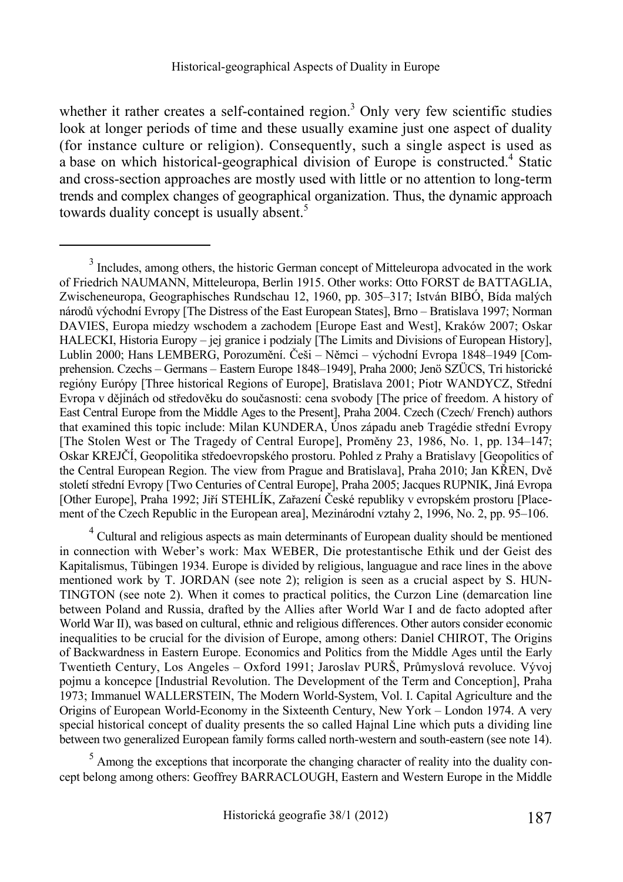whether it rather creates a self-contained region.[3] Only very few scientific studies look at longer periods of time and these usually examine just one aspect of duality (for instance culture or religion). Consequently, such a single aspect is used as a base on which historical-geographical division of Europe is constructed.[4] Static and cross-section approaches are mostly used with little or no attention to long-term trends and complex changes of geographical organization. Thus, the dynamic approach towards duality concept is usually absent.[5]

---

[3] Includes, among others, the historic German concept of Mitteleuropa advocated in the work of Friedrich NAUMANN, Mitteleuropa, Berlin 1915. Other works: Otto FORST de BATTAGLIA, Zwischeneuropa, Geographisches Rundschau 12, 1960, pp. 305–317; István BIBÓ, Bída malých národů východní Evropy [The Distress of the East European States], Brno – Bratislava 1997; Norman DAVIES, Europa miedzy wschodem a zachodem [Europe East and West], Kraków 2007; Oskar HALECKI, Historia Europy – jej granice i podzialy [The Limits and Divisions of European History], Lublin 2000; Hans LEMBERG, Porozumění. Češi – Němci – východní Evropa 1848–1949 [Comprehension. Czechs – Germans – Eastern Europe 1848–1949], Praha 2000; Jenö SZÜCS, Tri historické regióny Európy [Three historical Regions of Europe], Bratislava 2001; Piotr WANDYCZ, Střední Evropa v dějinách od středověku do současnosti: cena svobody [The price of freedom. A history of East Central Europe from the Middle Ages to the Present], Praha 2004. Czech (Czech/ French) authors that examined this topic include: Milan KUNDERA, Únos západu aneb Tragédie střední Evropy [The Stolen West or The Tragedy of Central Europe], Proměny 23, 1986, No. 1, pp. 134–147; Oskar KREJČÍ, Geopolitika středoevropského prostoru. Pohled z Prahy a Bratislavy [Geopolitics of the Central European Region. The view from Prague and Bratislava], Praha 2010; Jan KŘEN, Dvě století střední Evropy [Two Centuries of Central Europe], Praha 2005; Jacques RUPNIK, Jiná Evropa [Other Europe], Praha 1992; Jiří STEHLÍK, Zařazení České republiky v evropském prostoru [Placement of the Czech Republic in the European area], Mezinárodní vztahy 2, 1996, No. 2, pp. 95–106.

[4] Cultural and religious aspects as main determinants of European duality should be mentioned in connection with Weber's work: Max WEBER, Die protestantische Ethik und der Geist des Kapitalismus, Tübingen 1934. Europe is divided by religious, languague and race lines in the above mentioned work by T. JORDAN (see note 2); religion is seen as a crucial aspect by S. HUNTINGTON (see note 2). When it comes to practical politics, the Curzon Line (demarcation line between Poland and Russia, drafted by the Allies after World War I and de facto adopted after World War II), was based on cultural, ethnic and religious differences. Other autors consider economic inequalities to be crucial for the division of Europe, among others: Daniel CHIROT, The Origins of Backwardness in Eastern Europe. Economics and Politics from the Middle Ages until the Early Twentieth Century, Los Angeles – Oxford 1991; Jaroslav PURŠ, Průmyslová revoluce. Vývoj pojmu a koncepce [Industrial Revolution. The Development of the Term and Conception], Praha 1973; Immanuel WALLERSTEIN, The Modern World-System, Vol. I. Capital Agriculture and the Origins of European World-Economy in the Sixteenth Century, New York – London 1974. A very special historical concept of duality presents the so called Hajnal Line which puts a dividing line between two generalized European family forms called north-western and south-eastern (see note 14).

[5] Among the exceptions that incorporate the changing character of reality into the duality concept belong among others: Geoffrey BARRACLOUGH, Eastern and Western Europe in the Middle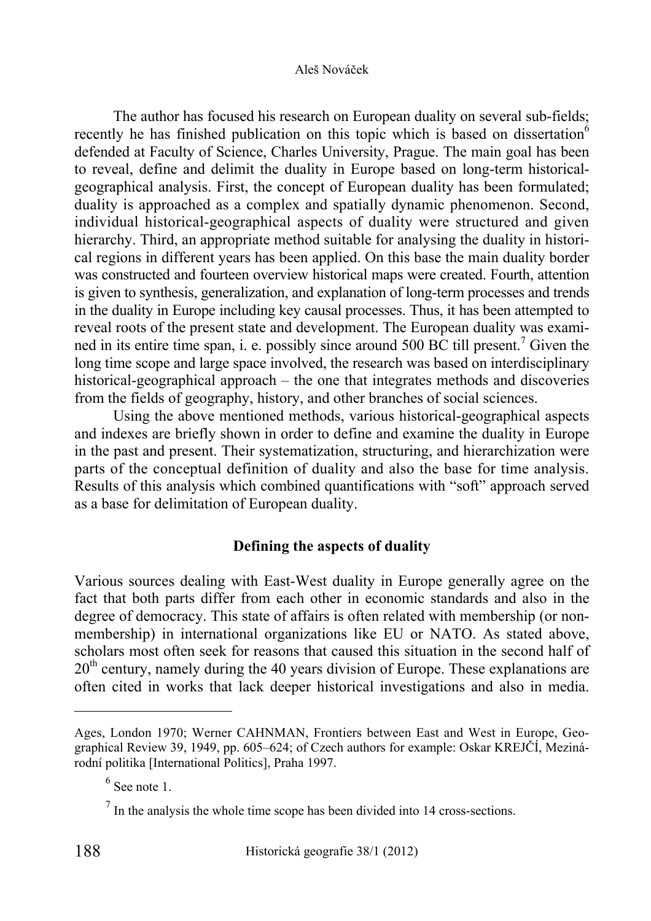The author has focused his research on European duality on several sub-fields; recently he has finished publication on this topic which is based on dissertation[6] defended at Faculty of Science, Charles University, Prague. The main goal has been to reveal, define and delimit the duality in Europe based on long-term historical-geographical analysis. First, the concept of European duality has been formulated; duality is approached as a complex and spatially dynamic phenomenon. Second, individual historical-geographical aspects of duality were structured and given hierarchy. Third, an appropriate method suitable for analysing the duality in historical regions in different years has been applied. On this base the main duality border was constructed and fourteen overview historical maps were created. Fourth, attention is given to synthesis, generalization, and explanation of long-term processes and trends in the duality in Europe including key causal processes. Thus, it has been attempted to reveal roots of the present state and development. The European duality was examined in its entire time span, i. e. possibly since around 500 BC till present.[7] Given the long time scope and large space involved, the research was based on interdisciplinary historical-geographical approach – the one that integrates methods and discoveries from the fields of geography, history, and other branches of social sciences.

Using the above mentioned methods, various historical-geographical aspects and indexes are briefly shown in order to define and examine the duality in Europe in the past and present. Their systematization, structuring, and hierarchization were parts of the conceptual definition of duality and also the base for time analysis. Results of this analysis which combined quantifications with "soft" approach served as a base for delimitation of European duality.

## Defining the aspects of duality

Various sources dealing with East-West duality in Europe generally agree on the fact that both parts differ from each other in economic standards and also in the degree of democracy. This state of affairs is often related with membership (or non-membership) in international organizations like EU or NATO. As stated above, scholars most often seek for reasons that caused this situation in the second half of 20th century, namely during the 40 years division of Europe. These explanations are often cited in works that lack deeper historical investigations and also in media.

---

Ages, London 1970; Werner CAHNMAN, Frontiers between East and West in Europe, Geographical Review 39, 1949, pp. 605–624; of Czech authors for example: Oskar KREJČÍ, Mezinárodní politika [International Politics], Praha 1997.

[6] See note 1.

[7] In the analysis the whole time scope has been divided into 14 cross-sections.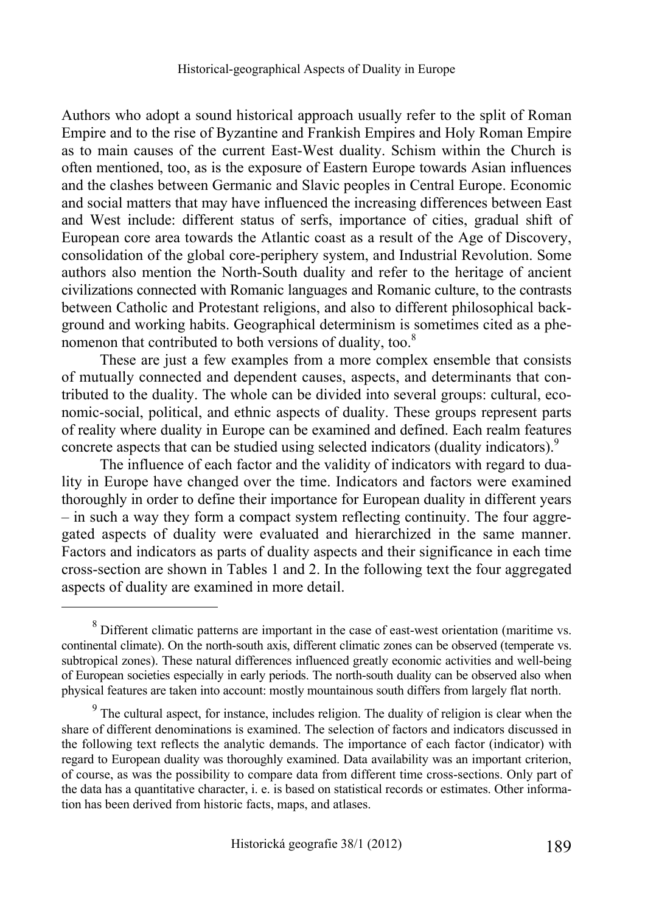Authors who adopt a sound historical approach usually refer to the split of Roman Empire and to the rise of Byzantine and Frankish Empires and Holy Roman Empire as to main causes of the current East-West duality. Schism within the Church is often mentioned, too, as is the exposure of Eastern Europe towards Asian influences and the clashes between Germanic and Slavic peoples in Central Europe. Economic and social matters that may have influenced the increasing differences between East and West include: different status of serfs, importance of cities, gradual shift of European core area towards the Atlantic coast as a result of the Age of Discovery, consolidation of the global core-periphery system, and Industrial Revolution. Some authors also mention the North-South duality and refer to the heritage of ancient civilizations connected with Romanic languages and Romanic culture, to the contrasts between Catholic and Protestant religions, and also to different philosophical background and working habits. Geographical determinism is sometimes cited as a phenomenon that contributed to both versions of duality, too.[8]

These are just a few examples from a more complex ensemble that consists of mutually connected and dependent causes, aspects, and determinants that contributed to the duality. The whole can be divided into several groups: cultural, economic-social, political, and ethnic aspects of duality. These groups represent parts of reality where duality in Europe can be examined and defined. Each realm features concrete aspects that can be studied using selected indicators (duality indicators).[9]

The influence of each factor and the validity of indicators with regard to duality in Europe have changed over the time. Indicators and factors were examined thoroughly in order to define their importance for European duality in different years – in such a way they form a compact system reflecting continuity. The four aggregated aspects of duality were evaluated and hierarchized in the same manner. Factors and indicators as parts of duality aspects and their significance in each time cross-section are shown in Tables 1 and 2. In the following text the four aggregated aspects of duality are examined in more detail.

---

[8] Different climatic patterns are important in the case of east-west orientation (maritime vs. continental climate). On the north-south axis, different climatic zones can be observed (temperate vs. subtropical zones). These natural differences influenced greatly economic activities and well-being of European societies especially in early periods. The north-south duality can be observed also when physical features are taken into account: mostly mountainous south differs from largely flat north.

[9] The cultural aspect, for instance, includes religion. The duality of religion is clear when the share of different denominations is examined. The selection of factors and indicators discussed in the following text reflects the analytic demands. The importance of each factor (indicator) with regard to European duality was thoroughly examined. Data availability was an important criterion, of course, as was the possibility to compare data from different time cross-sections. Only part of the data has a quantitative character, i. e. is based on statistical records or estimates. Other information has been derived from historic facts, maps, and atlases.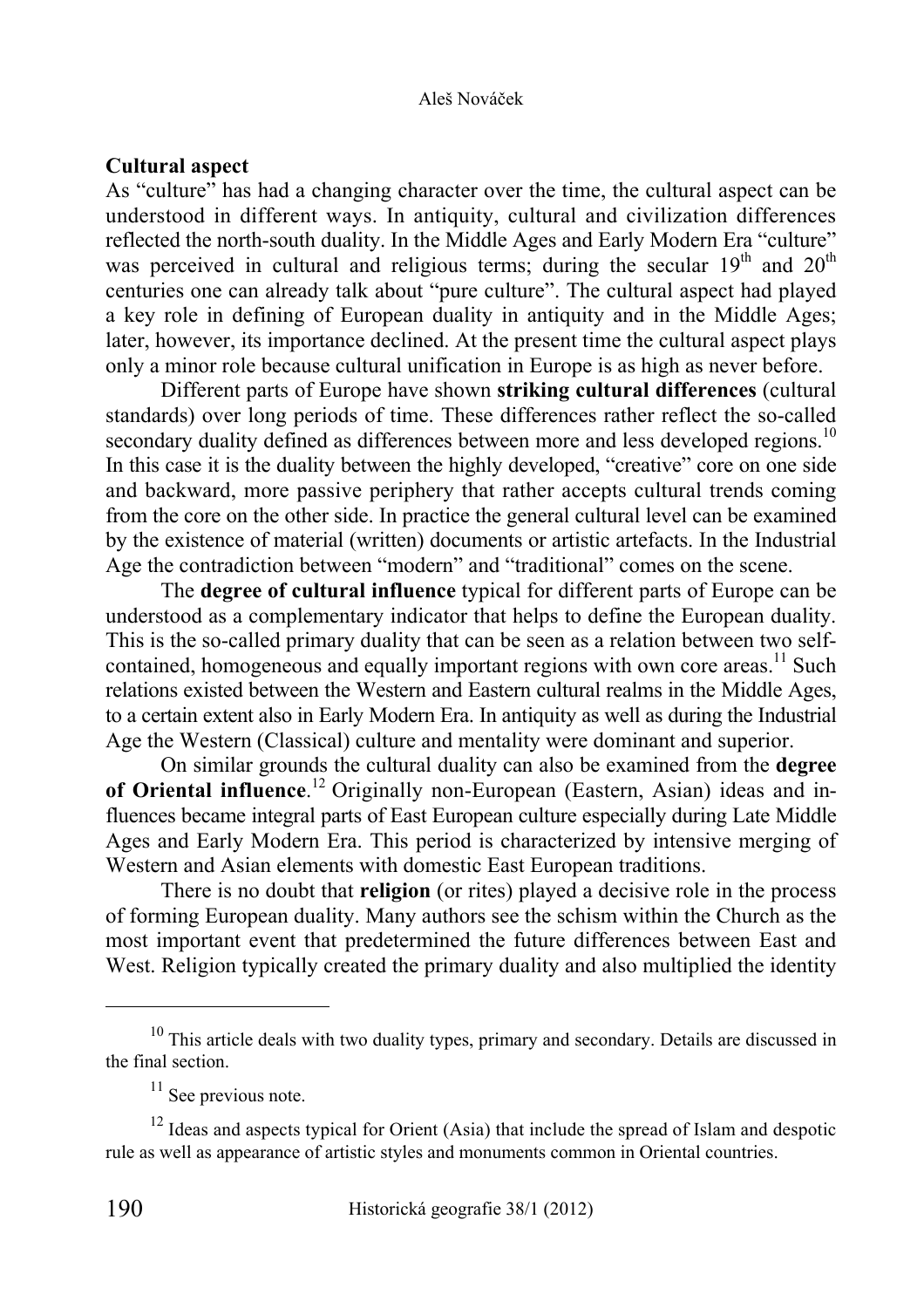**Cultural aspect**

As "culture" has had a changing character over the time, the cultural aspect can be understood in different ways. In antiquity, cultural and civilization differences reflected the north-south duality. In the Middle Ages and Early Modern Era "culture" was perceived in cultural and religious terms; during the secular 19th and 20th centuries one can already talk about "pure culture". The cultural aspect had played a key role in defining of European duality in antiquity and in the Middle Ages; later, however, its importance declined. At the present time the cultural aspect plays only a minor role because cultural unification in Europe is as high as never before.

Different parts of Europe have shown **striking cultural differences** (cultural standards) over long periods of time. These differences rather reflect the so-called secondary duality defined as differences between more and less developed regions.[10] In this case it is the duality between the highly developed, "creative" core on one side and backward, more passive periphery that rather accepts cultural trends coming from the core on the other side. In practice the general cultural level can be examined by the existence of material (written) documents or artistic artefacts. In the Industrial Age the contradiction between "modern" and "traditional" comes on the scene.

The **degree of cultural influence** typical for different parts of Europe can be understood as a complementary indicator that helps to define the European duality. This is the so-called primary duality that can be seen as a relation between two self-contained, homogeneous and equally important regions with own core areas.[11] Such relations existed between the Western and Eastern cultural realms in the Middle Ages, to a certain extent also in Early Modern Era. In antiquity as well as during the Industrial Age the Western (Classical) culture and mentality were dominant and superior.

On similar grounds the cultural duality can also be examined from the **degree of Oriental influence**.[12] Originally non-European (Eastern, Asian) ideas and influences became integral parts of East European culture especially during Late Middle Ages and Early Modern Era. This period is characterized by intensive merging of Western and Asian elements with domestic East European traditions.

There is no doubt that **religion** (or rites) played a decisive role in the process of forming European duality. Many authors see the schism within the Church as the most important event that predetermined the future differences between East and West. Religion typically created the primary duality and also multiplied the identity

---

[10] This article deals with two duality types, primary and secondary. Details are discussed in the final section.

[11] See previous note.

[12] Ideas and aspects typical for Orient (Asia) that include the spread of Islam and despotic rule as well as appearance of artistic styles and monuments common in Oriental countries.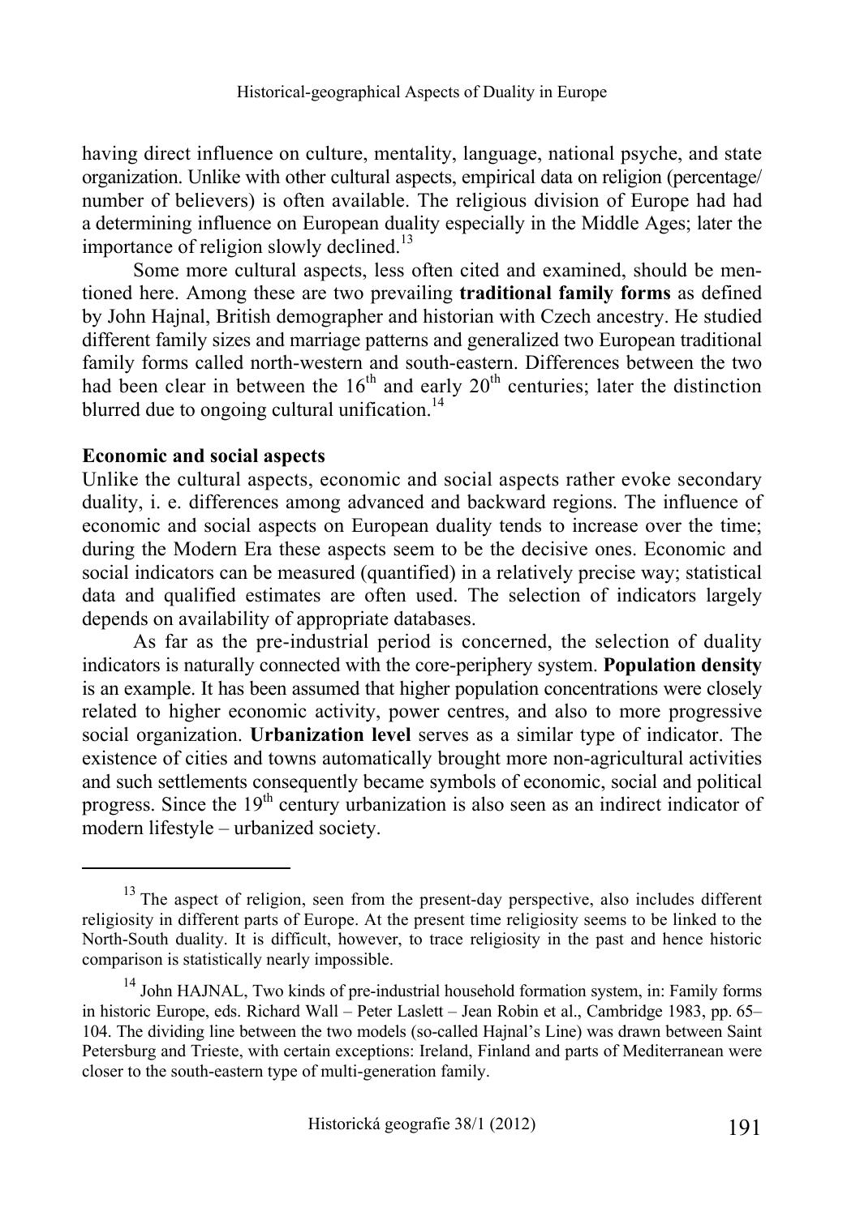having direct influence on culture, mentality, language, national psyche, and state organization. Unlike with other cultural aspects, empirical data on religion (percentage/number of believers) is often available. The religious division of Europe had had a determining influence on European duality especially in the Middle Ages; later the importance of religion slowly declined.[13]

Some more cultural aspects, less often cited and examined, should be mentioned here. Among these are two prevailing **traditional family forms** as defined by John Hajnal, British demographer and historian with Czech ancestry. He studied different family sizes and marriage patterns and generalized two European traditional family forms called north-western and south-eastern. Differences between the two had been clear in between the 16th and early 20th centuries; later the distinction blurred due to ongoing cultural unification.[14]

**Economic and social aspects**

Unlike the cultural aspects, economic and social aspects rather evoke secondary duality, i. e. differences among advanced and backward regions. The influence of economic and social aspects on European duality tends to increase over the time; during the Modern Era these aspects seem to be the decisive ones. Economic and social indicators can be measured (quantified) in a relatively precise way; statistical data and qualified estimates are often used. The selection of indicators largely depends on availability of appropriate databases.

As far as the pre-industrial period is concerned, the selection of duality indicators is naturally connected with the core-periphery system. **Population density** is an example. It has been assumed that higher population concentrations were closely related to higher economic activity, power centres, and also to more progressive social organization. **Urbanization level** serves as a similar type of indicator. The existence of cities and towns automatically brought more non-agricultural activities and such settlements consequently became symbols of economic, social and political progress. Since the 19th century urbanization is also seen as an indirect indicator of modern lifestyle – urbanized society.

---

[13] The aspect of religion, seen from the present-day perspective, also includes different religiosity in different parts of Europe. At the present time religiosity seems to be linked to the North-South duality. It is difficult, however, to trace religiosity in the past and hence historic comparison is statistically nearly impossible.

[14] John HAJNAL, Two kinds of pre-industrial household formation system, in: Family forms in historic Europe, eds. Richard Wall – Peter Laslett – Jean Robin et al., Cambridge 1983, pp. 65–104. The dividing line between the two models (so-called Hajnal's Line) was drawn between Saint Petersburg and Trieste, with certain exceptions: Ireland, Finland and parts of Mediterranean were closer to the south-eastern type of multi-generation family.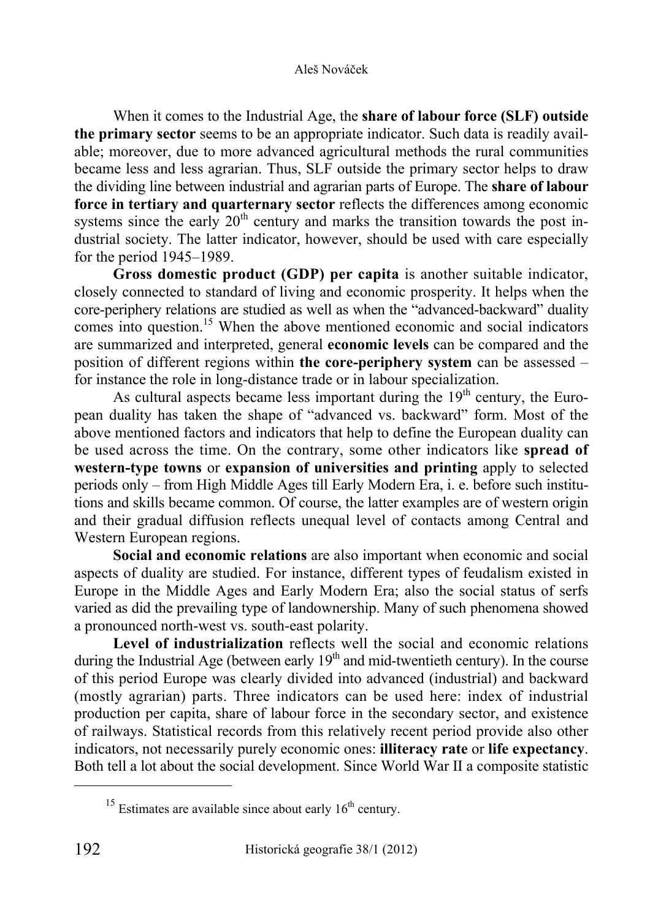When it comes to the Industrial Age, the **share of labour force (SLF) outside the primary sector** seems to be an appropriate indicator. Such data is readily available; moreover, due to more advanced agricultural methods the rural communities became less and less agrarian. Thus, SLF outside the primary sector helps to draw the dividing line between industrial and agrarian parts of Europe. The **share of labour force in tertiary and quarternary sector** reflects the differences among economic systems since the early 20th century and marks the transition towards the post industrial society. The latter indicator, however, should be used with care especially for the period 1945–1989.

**Gross domestic product (GDP) per capita** is another suitable indicator, closely connected to standard of living and economic prosperity. It helps when the core-periphery relations are studied as well as when the "advanced-backward" duality comes into question.[15] When the above mentioned economic and social indicators are summarized and interpreted, general **economic levels** can be compared and the position of different regions within **the core-periphery system** can be assessed – for instance the role in long-distance trade or in labour specialization.

As cultural aspects became less important during the 19th century, the European duality has taken the shape of "advanced vs. backward" form. Most of the above mentioned factors and indicators that help to define the European duality can be used across the time. On the contrary, some other indicators like **spread of western-type towns** or **expansion of universities and printing** apply to selected periods only – from High Middle Ages till Early Modern Era, i. e. before such institutions and skills became common. Of course, the latter examples are of western origin and their gradual diffusion reflects unequal level of contacts among Central and Western European regions.

**Social and economic relations** are also important when economic and social aspects of duality are studied. For instance, different types of feudalism existed in Europe in the Middle Ages and Early Modern Era; also the social status of serfs varied as did the prevailing type of landownership. Many of such phenomena showed a pronounced north-west vs. south-east polarity.

**Level of industrialization** reflects well the social and economic relations during the Industrial Age (between early 19th and mid-twentieth century). In the course of this period Europe was clearly divided into advanced (industrial) and backward (mostly agrarian) parts. Three indicators can be used here: index of industrial production per capita, share of labour force in the secondary sector, and existence of railways. Statistical records from this relatively recent period provide also other indicators, not necessarily purely economic ones: **illiteracy rate** or **life expectancy**. Both tell a lot about the social development. Since World War II a composite statistic

---

[15] Estimates are available since about early 16th century.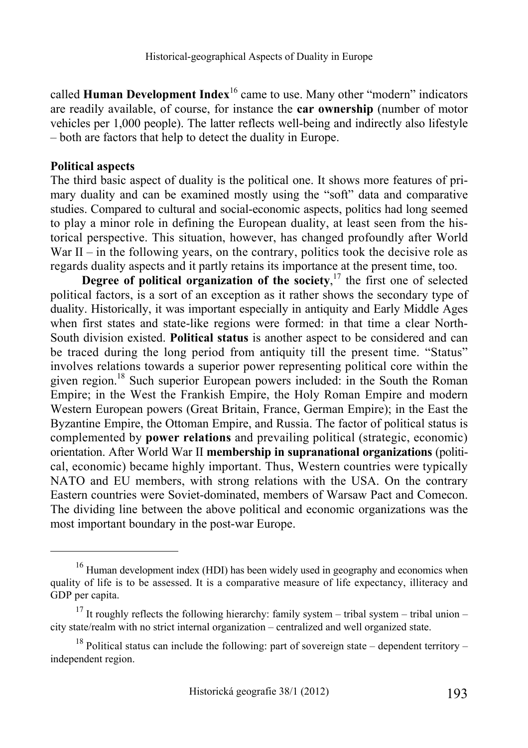called **Human Development Index**[16] came to use. Many other "modern" indicators are readily available, of course, for instance the **car ownership** (number of motor vehicles per 1,000 people). The latter reflects well-being and indirectly also lifestyle – both are factors that help to detect the duality in Europe.

**Political aspects**

The third basic aspect of duality is the political one. It shows more features of primary duality and can be examined mostly using the "soft" data and comparative studies. Compared to cultural and social-economic aspects, politics had long seemed to play a minor role in defining the European duality, at least seen from the historical perspective. This situation, however, has changed profoundly after World War II – in the following years, on the contrary, politics took the decisive role as regards duality aspects and it partly retains its importance at the present time, too.

**Degree of political organization of the society**,[17] the first one of selected political factors, is a sort of an exception as it rather shows the secondary type of duality. Historically, it was important especially in antiquity and Early Middle Ages when first states and state-like regions were formed: in that time a clear North-South division existed. **Political status** is another aspect to be considered and can be traced during the long period from antiquity till the present time. "Status" involves relations towards a superior power representing political core within the given region.[18] Such superior European powers included: in the South the Roman Empire; in the West the Frankish Empire, the Holy Roman Empire and modern Western European powers (Great Britain, France, German Empire); in the East the Byzantine Empire, the Ottoman Empire, and Russia. The factor of political status is complemented by **power relations** and prevailing political (strategic, economic) orientation. After World War II **membership in supranational organizations** (political, economic) became highly important. Thus, Western countries were typically NATO and EU members, with strong relations with the USA. On the contrary Eastern countries were Soviet-dominated, members of Warsaw Pact and Comecon. The dividing line between the above political and economic organizations was the most important boundary in the post-war Europe.

---

[16] Human development index (HDI) has been widely used in geography and economics when quality of life is to be assessed. It is a comparative measure of life expectancy, illiteracy and GDP per capita.

[17] It roughly reflects the following hierarchy: family system – tribal system – tribal union – city state/realm with no strict internal organization – centralized and well organized state.

[18] Political status can include the following: part of sovereign state – dependent territory – independent region.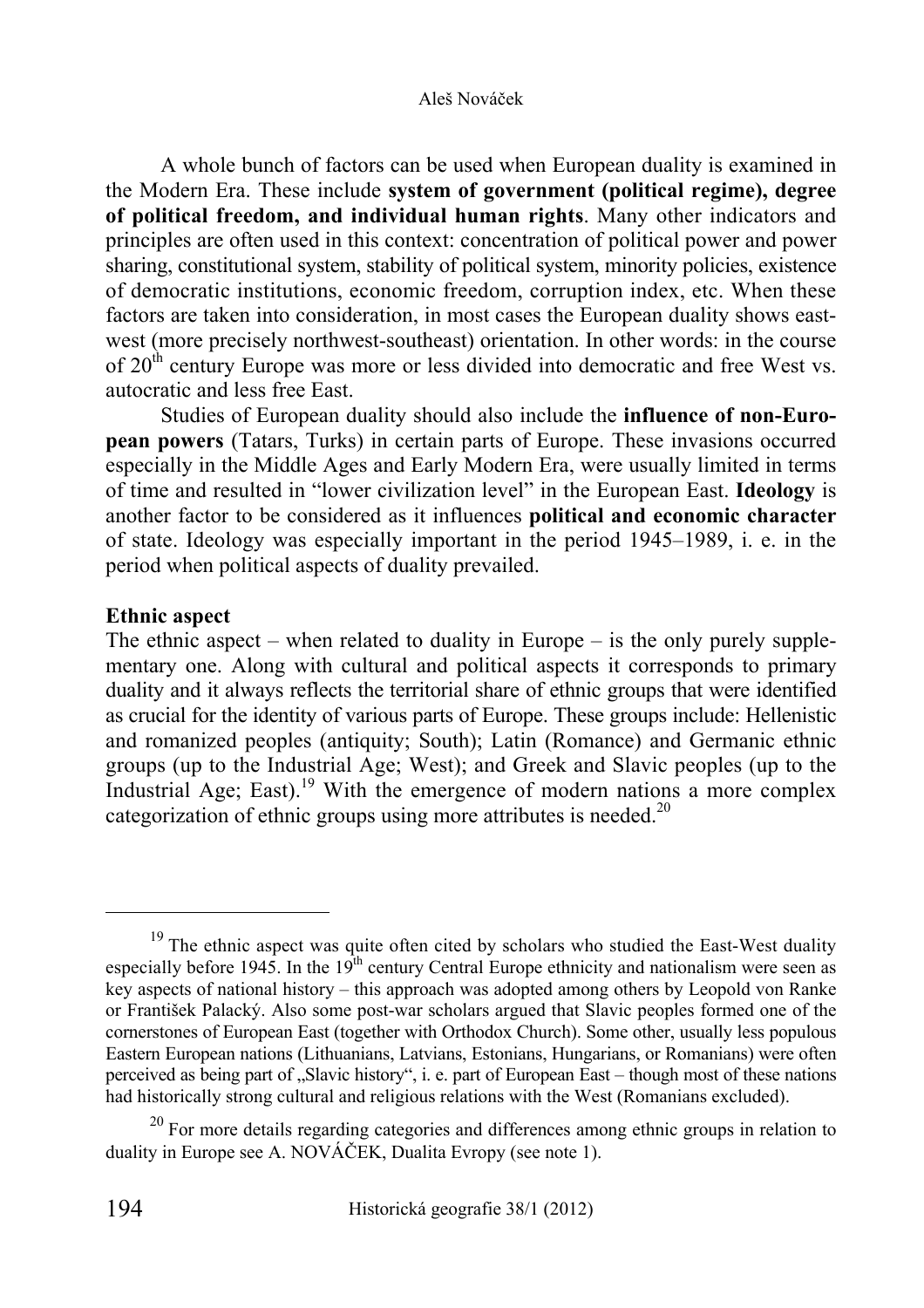A whole bunch of factors can be used when European duality is examined in the Modern Era. These include **system of government (political regime), degree of political freedom, and individual human rights**. Many other indicators and principles are often used in this context: concentration of political power and power sharing, constitutional system, stability of political system, minority policies, existence of democratic institutions, economic freedom, corruption index, etc. When these factors are taken into consideration, in most cases the European duality shows east-west (more precisely northwest-southeast) orientation. In other words: in the course of 20th century Europe was more or less divided into democratic and free West vs. autocratic and less free East.

Studies of European duality should also include the **influence of non-European powers** (Tatars, Turks) in certain parts of Europe. These invasions occurred especially in the Middle Ages and Early Modern Era, were usually limited in terms of time and resulted in "lower civilization level" in the European East. **Ideology** is another factor to be considered as it influences **political and economic character** of state. Ideology was especially important in the period 1945–1989, i. e. in the period when political aspects of duality prevailed.

**Ethnic aspect**

The ethnic aspect – when related to duality in Europe – is the only purely supplementary one. Along with cultural and political aspects it corresponds to primary duality and it always reflects the territorial share of ethnic groups that were identified as crucial for the identity of various parts of Europe. These groups include: Hellenistic and romanized peoples (antiquity; South); Latin (Romance) and Germanic ethnic groups (up to the Industrial Age; West); and Greek and Slavic peoples (up to the Industrial Age; East).[19] With the emergence of modern nations a more complex categorization of ethnic groups using more attributes is needed.[20]

---

[19] The ethnic aspect was quite often cited by scholars who studied the East-West duality especially before 1945. In the 19th century Central Europe ethnicity and nationalism were seen as key aspects of national history – this approach was adopted among others by Leopold von Ranke or František Palacký. Also some post-war scholars argued that Slavic peoples formed one of the cornerstones of European East (together with Orthodox Church). Some other, usually less populous Eastern European nations (Lithuanians, Latvians, Estonians, Hungarians, or Romanians) were often perceived as being part of „Slavic history", i. e. part of European East – though most of these nations had historically strong cultural and religious relations with the West (Romanians excluded).

[20] For more details regarding categories and differences among ethnic groups in relation to duality in Europe see A. NOVÁČEK, Dualita Evropy (see note 1).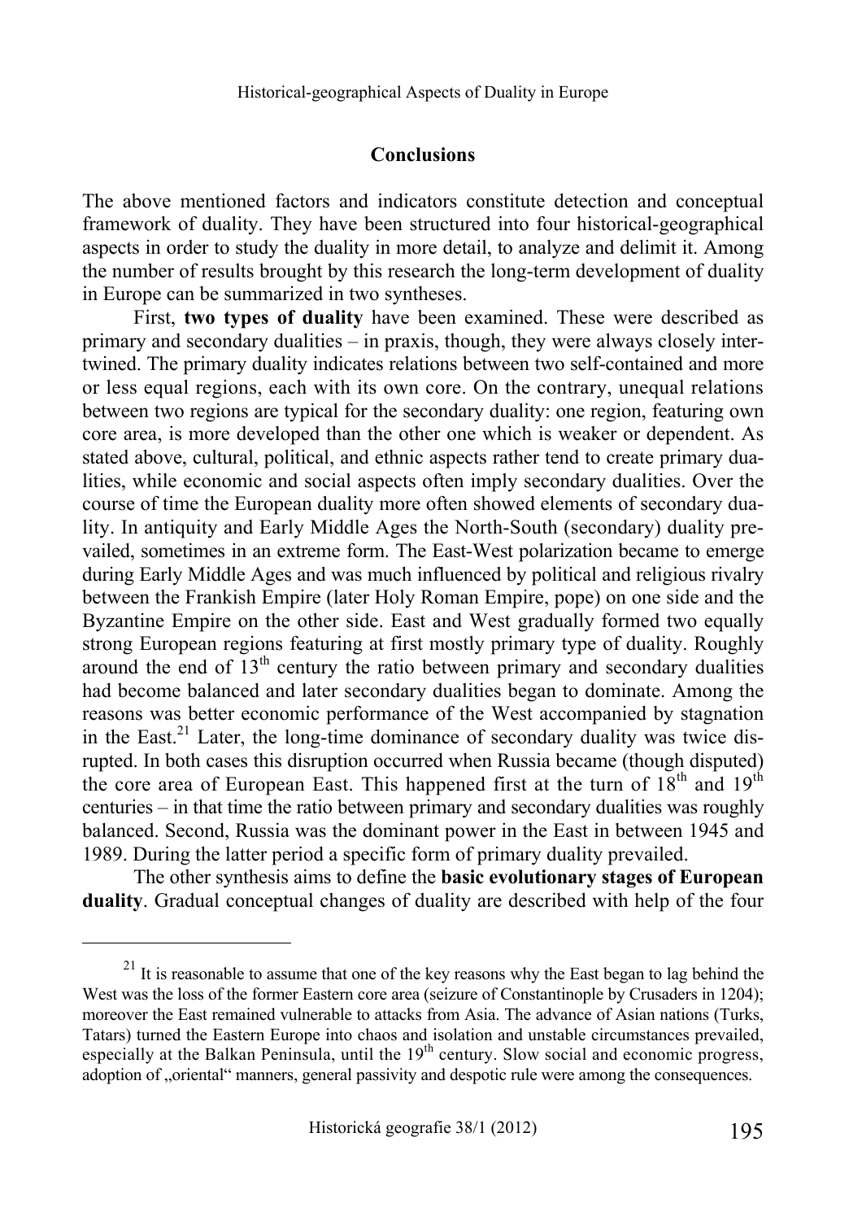## Conclusions

The above mentioned factors and indicators constitute detection and conceptual framework of duality. They have been structured into four historical-geographical aspects in order to study the duality in more detail, to analyze and delimit it. Among the number of results brought by this research the long-term development of duality in Europe can be summarized in two syntheses.

First, **two types of duality** have been examined. These were described as primary and secondary dualities – in praxis, though, they were always closely intertwined. The primary duality indicates relations between two self-contained and more or less equal regions, each with its own core. On the contrary, unequal relations between two regions are typical for the secondary duality: one region, featuring own core area, is more developed than the other one which is weaker or dependent. As stated above, cultural, political, and ethnic aspects rather tend to create primary dualities, while economic and social aspects often imply secondary dualities. Over the course of time the European duality more often showed elements of secondary duality. In antiquity and Early Middle Ages the North-South (secondary) duality prevailed, sometimes in an extreme form. The East-West polarization became to emerge during Early Middle Ages and was much influenced by political and religious rivalry between the Frankish Empire (later Holy Roman Empire, pope) on one side and the Byzantine Empire on the other side. East and West gradually formed two equally strong European regions featuring at first mostly primary type of duality. Roughly around the end of 13th century the ratio between primary and secondary dualities had become balanced and later secondary dualities began to dominate. Among the reasons was better economic performance of the West accompanied by stagnation in the East.[21] Later, the long-time dominance of secondary duality was twice disrupted. In both cases this disruption occurred when Russia became (though disputed) the core area of European East. This happened first at the turn of 18th and 19th centuries – in that time the ratio between primary and secondary dualities was roughly balanced. Second, Russia was the dominant power in the East in between 1945 and 1989. During the latter period a specific form of primary duality prevailed.

The other synthesis aims to define the **basic evolutionary stages of European duality**. Gradual conceptual changes of duality are described with help of the four

---

[21] It is reasonable to assume that one of the key reasons why the East began to lag behind the West was the loss of the former Eastern core area (seizure of Constantinople by Crusaders in 1204); moreover the East remained vulnerable to attacks from Asia. The advance of Asian nations (Turks, Tatars) turned the Eastern Europe into chaos and isolation and unstable circumstances prevailed, especially at the Balkan Peninsula, until the 19th century. Slow social and economic progress, adoption of „oriental" manners, general passivity and despotic rule were among the consequences.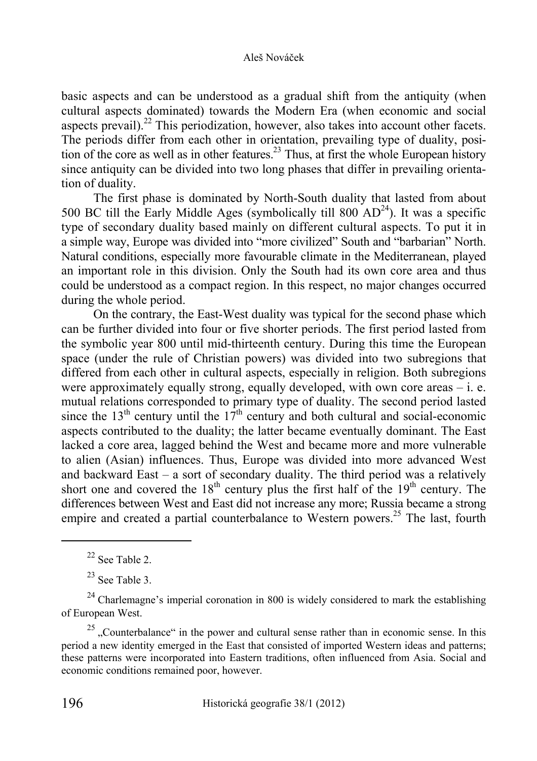basic aspects and can be understood as a gradual shift from the antiquity (when cultural aspects dominated) towards the Modern Era (when economic and social aspects prevail).[22] This periodization, however, also takes into account other facets. The periods differ from each other in orientation, prevailing type of duality, position of the core as well as in other features.[23] Thus, at first the whole European history since antiquity can be divided into two long phases that differ in prevailing orientation of duality.

The first phase is dominated by North-South duality that lasted from about 500 BC till the Early Middle Ages (symbolically till 800 AD[24]). It was a specific type of secondary duality based mainly on different cultural aspects. To put it in a simple way, Europe was divided into "more civilized" South and "barbarian" North. Natural conditions, especially more favourable climate in the Mediterranean, played an important role in this division. Only the South had its own core area and thus could be understood as a compact region. In this respect, no major changes occurred during the whole period.

On the contrary, the East-West duality was typical for the second phase which can be further divided into four or five shorter periods. The first period lasted from the symbolic year 800 until mid-thirteenth century. During this time the European space (under the rule of Christian powers) was divided into two subregions that differed from each other in cultural aspects, especially in religion. Both subregions were approximately equally strong, equally developed, with own core areas – i. e. mutual relations corresponded to primary type of duality. The second period lasted since the 13th century until the 17th century and both cultural and social-economic aspects contributed to the duality; the latter became eventually dominant. The East lacked a core area, lagged behind the West and became more and more vulnerable to alien (Asian) influences. Thus, Europe was divided into more advanced West and backward East – a sort of secondary duality. The third period was a relatively short one and covered the 18th century plus the first half of the 19th century. The differences between West and East did not increase any more; Russia became a strong empire and created a partial counterbalance to Western powers.[25] The last, fourth

---

[22] See Table 2.

[23] See Table 3.

[24] Charlemagne's imperial coronation in 800 is widely considered to mark the establishing of European West.

[25] „Counterbalance" in the power and cultural sense rather than in economic sense. In this period a new identity emerged in the East that consisted of imported Western ideas and patterns; these patterns were incorporated into Eastern traditions, often influenced from Asia. Social and economic conditions remained poor, however.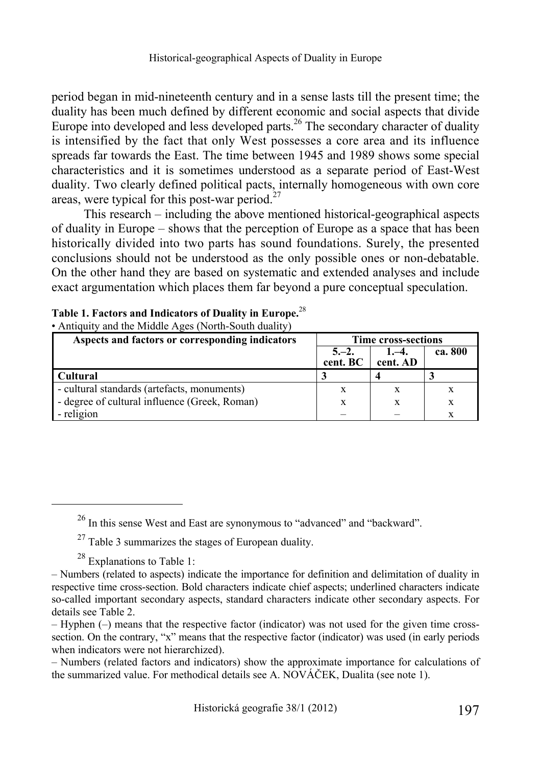period began in mid-nineteenth century and in a sense lasts till the present time; the duality has been much defined by different economic and social aspects that divide Europe into developed and less developed parts.[26] The secondary character of duality is intensified by the fact that only West possesses a core area and its influence spreads far towards the East. The time between 1945 and 1989 shows some special characteristics and it is sometimes understood as a separate period of East-West duality. Two clearly defined political pacts, internally homogeneous with own core areas, were typical for this post-war period.[27]

This research – including the above mentioned historical-geographical aspects of duality in Europe – shows that the perception of Europe as a space that has been historically divided into two parts has sound foundations. Surely, the presented conclusions should not be understood as the only possible ones or non-debatable. On the other hand they are based on systematic and extended analyses and include exact argumentation which places them far beyond a pure conceptual speculation.

**Table 1. Factors and Indicators of Duality in Europe.**[28]

• Antiquity and the Middle Ages (North-South duality)

| Aspects and factors or corresponding indicators | Time cross-sections | | |
|---|---|---|---|
| | 5.–2. cent. BC | 1.–4. cent. AD | ca. 800 |
| **Cultural** | **3** | **4** | **3** |
| - cultural standards (artefacts, monuments) | x | x | x |
| - degree of cultural influence (Greek, Roman) | x | x | x |
| - religion | – | – | x |

[26] In this sense West and East are synonymous to "advanced" and "backward".

[27] Table 3 summarizes the stages of European duality.

[28] Explanations to Table 1:

– Numbers (related to aspects) indicate the importance for definition and delimitation of duality in respective time cross-section. Bold characters indicate chief aspects; underlined characters indicate so-called important secondary aspects, standard characters indicate other secondary aspects. For details see Table 2.

– Hyphen (–) means that the respective factor (indicator) was not used for the given time cross-section. On the contrary, "x" means that the respective factor (indicator) was used (in early periods when indicators were not hierarchized).

– Numbers (related factors and indicators) show the approximate importance for calculations of the summarized value. For methodical details see A. NOVÁČEK, Dualita (see note 1).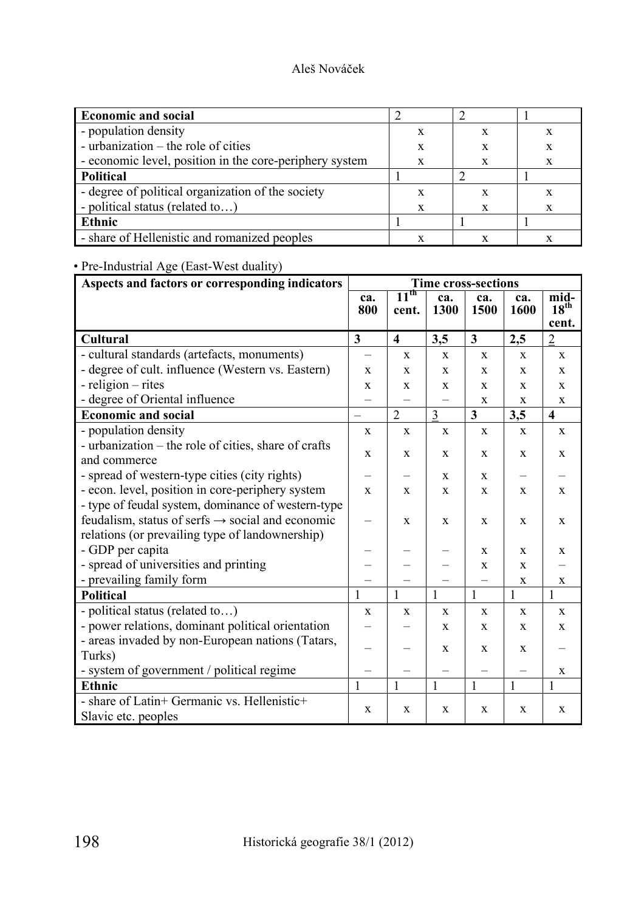| Economic and social | 2 | 2 | 1 |
|---|---|---|---|
| - population density | x | x | x |
| - urbanization – the role of cities | x | x | x |
| - economic level, position in the core-periphery system | x | x | x |
| **Political** | 1 | 2 | 1 |
| - degree of political organization of the society | x | x | x |
| - political status (related to…) | x | x | x |
| **Ethnic** | 1 | 1 | 1 |
| - share of Hellenistic and romanized peoples | x | x | x |

• Pre-Industrial Age (East-West duality)

| Aspects and factors or corresponding indicators | Time cross-sections | | | | | |
|---|---|---|---|---|---|---|
| | **ca. 800** | **11th cent.** | **ca. 1300** | **ca. 1500** | **ca. 1600** | **mid-18th cent.** |
| **Cultural** | **3** | **4** | **3,5** | **3** | **2,5** | 2 |
| - cultural standards (artefacts, monuments) | – | x | x | x | x | x |
| - degree of cult. influence (Western vs. Eastern) | x | x | x | x | x | x |
| - religion – rites | x | x | x | x | x | x |
| - degree of Oriental influence | – | – | – | x | x | x |
| **Economic and social** | – | 2 | 3 | **3** | **3,5** | **4** |
| - population density | x | x | x | x | x | x |
| - urbanization – the role of cities, share of crafts and commerce | x | x | x | x | x | x |
| - spread of western-type cities (city rights) | – | – | x | x | – | – |
| - econ. level, position in core-periphery system | x | x | x | x | x | x |
| - type of feudal system, dominance of western-type feudalism, status of serfs → social and economic relations (or prevailing type of landownership) | – | x | x | x | x | x |
| - GDP per capita | – | – | – | x | x | x |
| - spread of universities and printing | – | – | – | x | x | – |
| - prevailing family form | – | – | – | – | x | x |
| **Political** | 1 | 1 | 1 | 1 | 1 | 1 |
| - political status (related to…) | x | x | x | x | x | x |
| - power relations, dominant political orientation | – | – | x | x | x | x |
| - areas invaded by non-European nations (Tatars, Turks) | – | – | x | x | x | – |
| - system of government / political regime | – | – | – | – | – | x |
| **Ethnic** | 1 | 1 | 1 | 1 | 1 | 1 |
| - share of Latin+ Germanic vs. Hellenistic+ Slavic etc. peoples | x | x | x | x | x | x |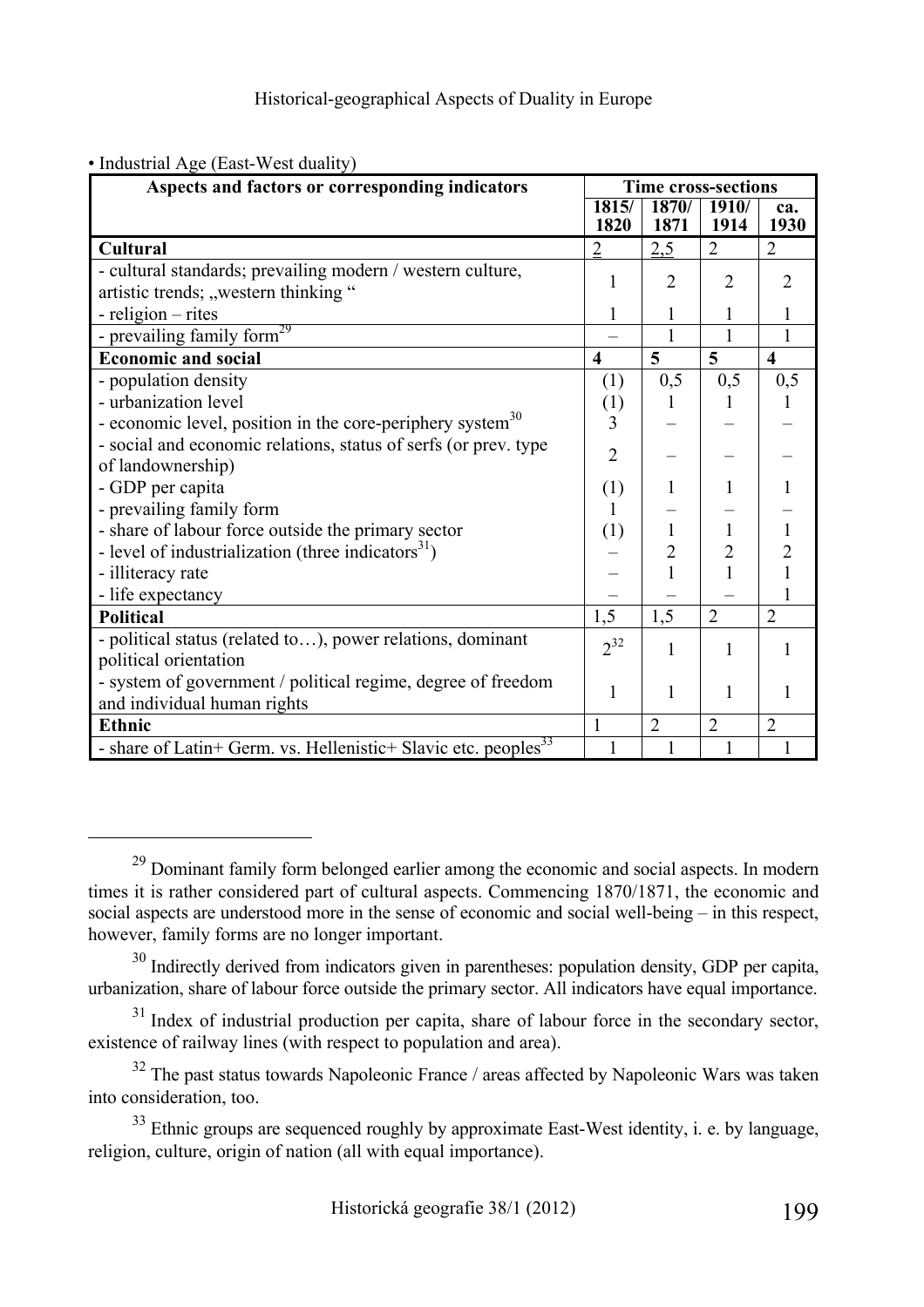• Industrial Age (East-West duality)

| Aspects and factors or corresponding indicators | Time cross-sections | | | |
|---|---|---|---|---|
| | 1815/ 1820 | 1870/ 1871 | 1910/ 1914 | ca. 1930 |
| **Cultural** | 2 | 2,5 | 2 | 2 |
| - cultural standards; prevailing modern / western culture, artistic trends; „western thinking " | 1 | 2 | 2 | 2 |
| - religion – rites | 1 | 1 | 1 | 1 |
| - prevailing family form[29] | – | 1 | 1 | 1 |
| **Economic and social** | **4** | **5** | **5** | **4** |
| - population density | (1) | 0,5 | 0,5 | 0,5 |
| - urbanization level | (1) | 1 | 1 | 1 |
| - economic level, position in the core-periphery system[30] | 3 | – | – | – |
| - social and economic relations, status of serfs (or prev. type of landownership) | 2 | – | – | – |
| - GDP per capita | (1) | 1 | 1 | 1 |
| - prevailing family form | 1 | – | – | – |
| - share of labour force outside the primary sector | (1) | 1 | 1 | 1 |
| - level of industrialization (three indicators[31]) | – | 2 | 2 | 2 |
| - illiteracy rate | – | 1 | 1 | 1 |
| - life expectancy | – | – | – | 1 |
| **Political** | 1,5 | 1,5 | 2 | 2 |
| - political status (related to…), power relations, dominant political orientation | 2[32] | 1 | 1 | 1 |
| - system of government / political regime, degree of freedom and individual human rights | 1 | 1 | 1 | 1 |
| **Ethnic** | 1 | 2 | 2 | 2 |
| - share of Latin+ Germ. vs. Hellenistic+ Slavic etc. peoples[33] | 1 | 1 | 1 | 1 |

---

[29] Dominant family form belonged earlier among the economic and social aspects. In modern times it is rather considered part of cultural aspects. Commencing 1870/1871, the economic and social aspects are understood more in the sense of economic and social well-being – in this respect, however, family forms are no longer important.

[30] Indirectly derived from indicators given in parentheses: population density, GDP per capita, urbanization, share of labour force outside the primary sector. All indicators have equal importance.

[31] Index of industrial production per capita, share of labour force in the secondary sector, existence of railway lines (with respect to population and area).

[32] The past status towards Napoleonic France / areas affected by Napoleonic Wars was taken into consideration, too.

[33] Ethnic groups are sequenced roughly by approximate East-West identity, i. e. by language, religion, culture, origin of nation (all with equal importance).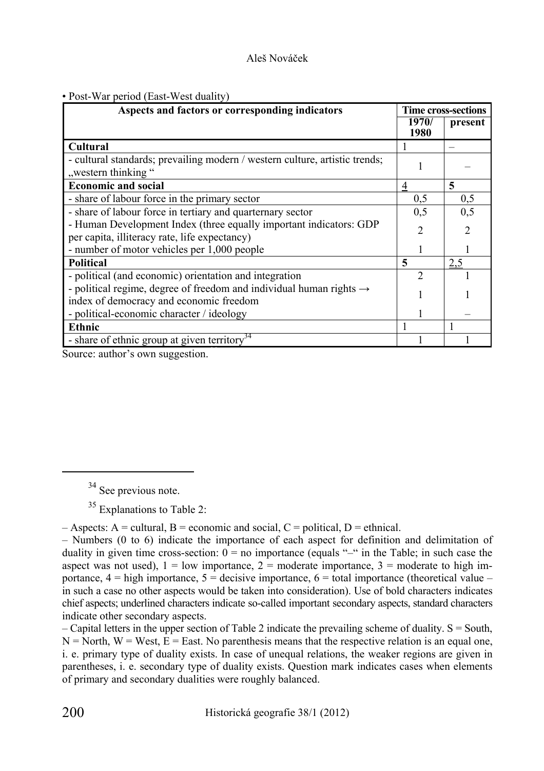• Post-War period (East-West duality)

| Aspects and factors or corresponding indicators | Time cross-sections | |
|---|---|---|
| | 1970/ 1980 | present |
| **Cultural** | 1 | – |
| - cultural standards; prevailing modern / western culture, artistic trends; „western thinking " | 1 | – |
| **Economic and social** | <u>4</u> | **5** |
| - share of labour force in the primary sector | 0,5 | 0,5 |
| - share of labour force in tertiary and quarternary sector | 0,5 | 0,5 |
| - Human Development Index (three equally important indicators: GDP per capita, illiteracy rate, life expectancy) | 2 | 2 |
| - number of motor vehicles per 1,000 people | 1 | 1 |
| **Political** | **5** | <u>2,5</u> |
| - political (and economic) orientation and integration | 2 | 1 |
| - political regime, degree of freedom and individual human rights → index of democracy and economic freedom | 1 | 1 |
| - political-economic character / ideology | 1 | – |
| **Ethnic** | 1 | 1 |
| - share of ethnic group at given territory[34] | 1 | 1 |

Source: author's own suggestion.

[34] See previous note.

[35] Explanations to Table 2:

– Aspects: A = cultural, B = economic and social, C = political, D = ethnical.

– Numbers (0 to 6) indicate the importance of each aspect for definition and delimitation of duality in given time cross-section: 0 = no importance (equals "–" in the Table; in such case the aspect was not used), 1 = low importance, 2 = moderate importance, 3 = moderate to high importance, 4 = high importance, 5 = decisive importance, 6 = total importance (theoretical value – in such a case no other aspects would be taken into consideration). Use of bold characters indicates chief aspects; underlined characters indicate so-called important secondary aspects, standard characters indicate other secondary aspects.

– Capital letters in the upper section of Table 2 indicate the prevailing scheme of duality. S = South, N = North, W = West, E = East. No parenthesis means that the respective relation is an equal one, i. e. primary type of duality exists. In case of unequal relations, the weaker regions are given in parentheses, i. e. secondary type of duality exists. Question mark indicates cases when elements of primary and secondary dualities were roughly balanced.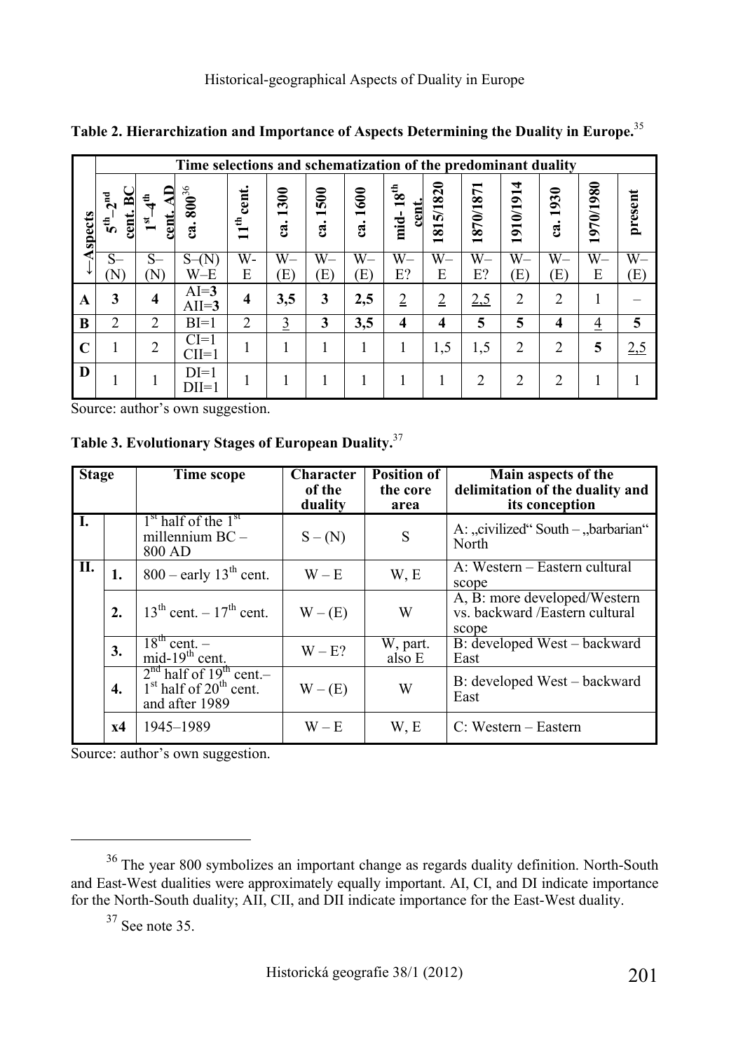**Table 2. Hierarchization and Importance of Aspects Determining the Duality in Europe.**[35]

| ←Aspects | Time selections and schematization of the predominant duality | | | | | | | | | | | | | | |
|---|---|---|---|---|---|---|---|---|---|---|---|---|---|---|---|
| | 5th–2nd cent. BC | 1st–4th cent. AD | ca. 800[36] | 11th cent. | ca. 1300 | ca. 1500 | ca. 1600 | mid-18th cent. | 1815/1820 | 1870/1871 | 1910/1914 | ca. 1930 | 1970/1980 | present |
| | S–(N) | S–(N) | S–(N) W–E | W-E | W–(E) | W–(E) | W–(E) | W–E? | W–E | W–E? | W–(E) | W–(E) | W–E | W–(E) |
| **A** | **3** | **4** | AI=**3** AII=**3** | **4** | **3,5** | **3** | **2,5** | 2 | 2 | 2,5 | 2 | 2 | 1 | – |
| **B** | 2 | 2 | BI=1 | 2 | 3 | **3** | **3,5** | **4** | **4** | **5** | **5** | **4** | 4 | **5** |
| **C** | 1 | 2 | CI=1 CII=1 | 1 | 1 | 1 | 1 | 1 | 1,5 | 1,5 | 2 | 2 | **5** | 2,5 |
| **D** | 1 | 1 | DI=1 DII=1 | 1 | 1 | 1 | 1 | 1 | 1 | 2 | 2 | 2 | 1 | 1 |

Source: author's own suggestion.

**Table 3. Evolutionary Stages of European Duality.**[37]

| Stage | | Time scope | Character of the duality | Position of the core area | Main aspects of the delimitation of the duality and its conception |
|---|---|---|---|---|---|
| **I.** | | 1st half of the 1st millennium BC – 800 AD | S – (N) | S | A: „civilized" South – „barbarian" North |
| **II.** | **1.** | 800 – early 13th cent. | W – E | W, E | A: Western – Eastern cultural scope |
| | **2.** | 13th cent. – 17th cent. | W – (E) | W | A, B: more developed/Western vs. backward /Eastern cultural scope |
| | **3.** | 18th cent. – mid-19th cent. | W – E? | W, part. also E | B: developed West – backward East |
| | **4.** | 2nd half of 19th cent.– 1st half of 20th cent. and after 1989 | W – (E) | W | B: developed West – backward East |
| | **x4** | 1945–1989 | W – E | W, E | C: Western – Eastern |

Source: author's own suggestion.

[36] The year 800 symbolizes an important change as regards duality definition. North-South and East-West dualities were approximately equally important. AI, CI, and DI indicate importance for the North-South duality; AII, CII, and DII indicate importance for the East-West duality.

[37] See note 35.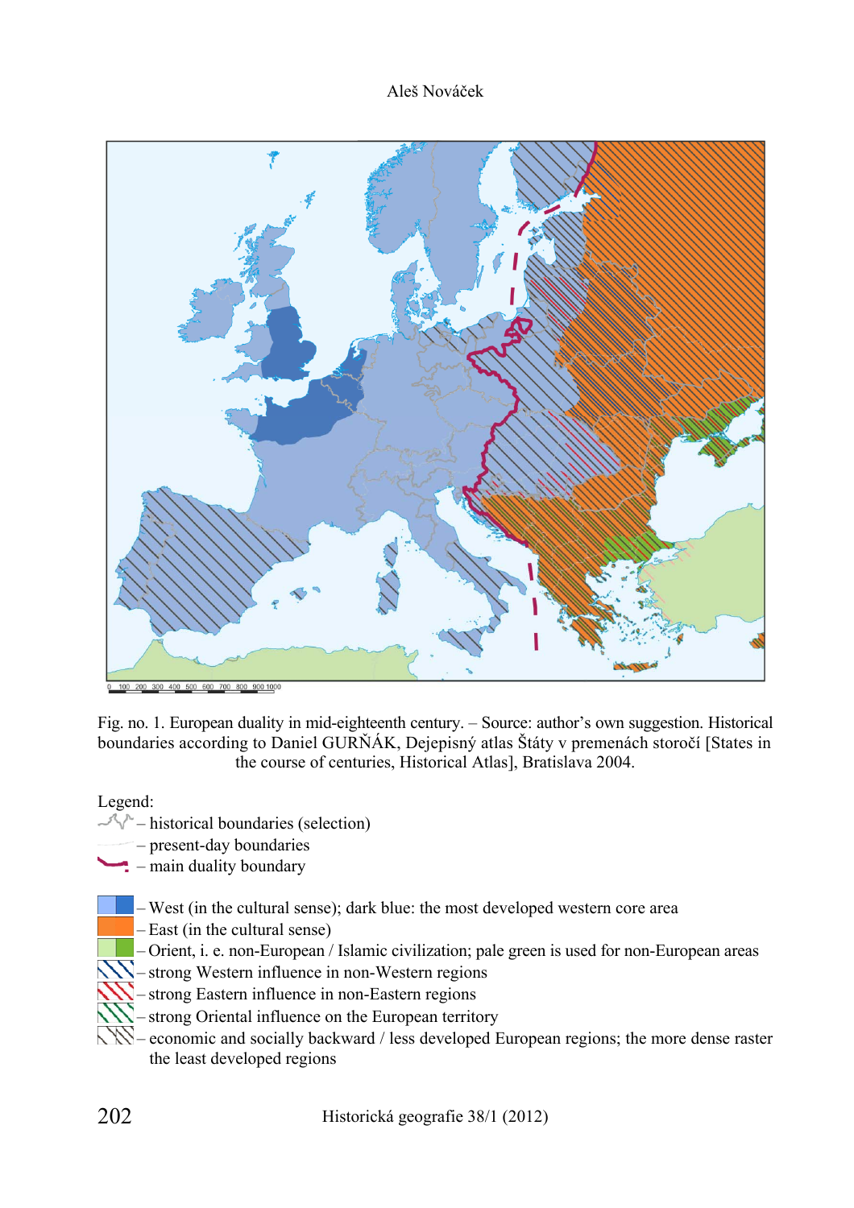Fig. no. 1. European duality in mid-eighteenth century. – Source: author's own suggestion. Historical boundaries according to Daniel GURŇÁK, Dejepisný atlas Štáty v premenách storočí [States in the course of centuries, Historical Atlas], Bratislava 2004.

Legend:

- – historical boundaries (selection)
- – present-day boundaries
- – main duality boundary

- – West (in the cultural sense); dark blue: the most developed western core area
- – East (in the cultural sense)
- – Orient, i. e. non-European / Islamic civilization; pale green is used for non-European areas
- – strong Western influence in non-Western regions
- – strong Eastern influence in non-Eastern regions
- – strong Oriental influence on the European territory
- – economic and socially backward / less developed European regions; the more dense raster the least developed regions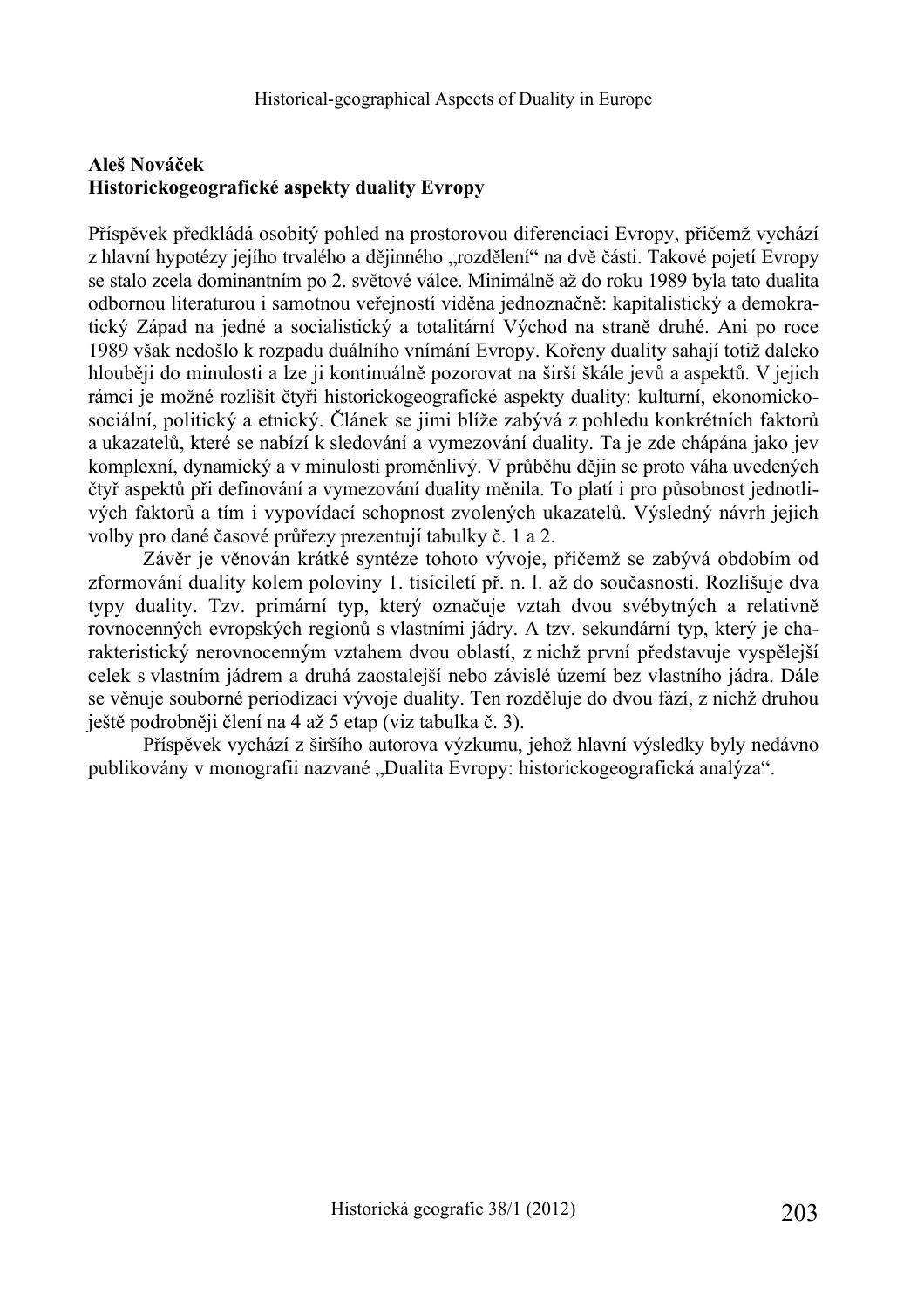**Aleš Nováček**
**Historickogeografické aspekty duality Evropy**

Příspěvek předkládá osobitý pohled na prostorovou diferenciaci Evropy, přičemž vychází z hlavní hypotézy jejího trvalého a dějinného „rozdělení" na dvě části. Takové pojetí Evropy se stalo zcela dominantním po 2. světové válce. Minimálně až do roku 1989 byla tato dualita odbornou literaturou i samotnou veřejností viděna jednoznačně: kapitalistický a demokratický Západ na jedné a socialistický a totalitární Východ na straně druhé. Ani po roce 1989 však nedošlo k rozpadu duálního vnímání Evropy. Kořeny duality sahají totiž daleko hlouběji do minulosti a lze ji kontinuálně pozorovat na širší škále jevů a aspektů. V jejich rámci je možné rozlišit čtyři historickogeografické aspekty duality: kulturní, ekonomicko-sociální, politický a etnický. Článek se jimi blíže zabývá z pohledu konkrétních faktorů a ukazatelů, které se nabízí k sledování a vymezování duality. Ta je zde chápána jako jev komplexní, dynamický a v minulosti proměnlivý. V průběhu dějin se proto váha uvedených čtyř aspektů při definování a vymezování duality měnila. To platí i pro působnost jednotlivých faktorů a tím i vypovídací schopnost zvolených ukazatelů. Výsledný návrh jejich volby pro dané časové průřezy prezentují tabulky č. 1 a 2.

Závěr je věnován krátké syntéze tohoto vývoje, přičemž se zabývá obdobím od zformování duality kolem poloviny 1. tisíciletí př. n. l. až do současnosti. Rozlišuje dva typy duality. Tzv. primární typ, který označuje vztah dvou svébytných a relativně rovnocenných evropských regionů s vlastními jádry. A tzv. sekundární typ, který je charakteristický nerovnocenným vztahem dvou oblastí, z nichž první představuje vyspělejší celek s vlastním jádrem a druhá zaostalejší nebo závislé území bez vlastního jádra. Dále se věnuje souborné periodizaci vývoje duality. Ten rozděluje do dvou fází, z nichž druhou ještě podrobněji člení na 4 až 5 etap (viz tabulka č. 3).

Příspěvek vychází z širšího autorova výzkumu, jehož hlavní výsledky byly nedávno publikovány v monografii nazvané „Dualita Evropy: historickogeografická analýza".